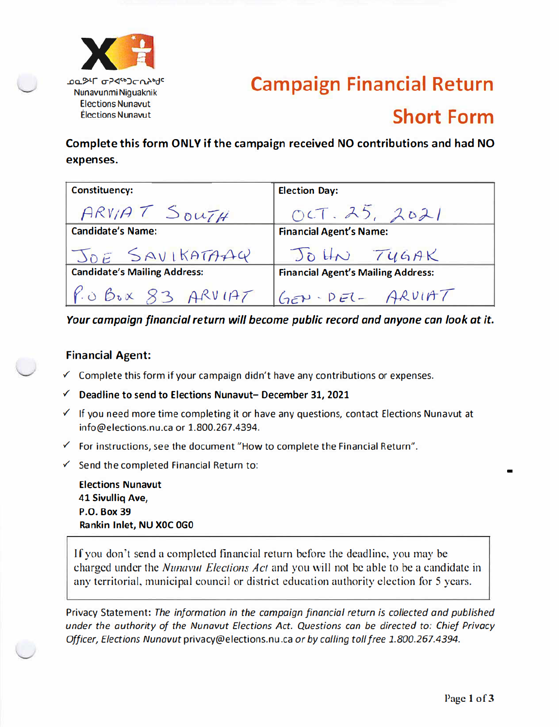ᓄᓇᕗᒻᒥ ᓂᕈᐊᖅᑐᓕᕆᔨᒃᑯᑦ
Nunavunmi Niguaknik
Elections Nunavut
Élections Nunavut

# Campaign Financial Return
## Short Form

**Complete this form ONLY if the campaign received NO contributions and had NO expenses.**

| Constituency: ARVIAT SOUTH | Election Day: OCT. 25, 2021 |
|---|---|
| Candidate's Name: JOE SAVIKATAAQ | Financial Agent's Name: JOHN TUGAK |
| Candidate's Mailing Address: P.O Box 83 ARVIAT | Financial Agent's Mailing Address: GEN. DEL- ARVIAT |

***Your campaign financial return will become public record and anyone can look at it.***

### Financial Agent:

- ✓ Complete this form if your campaign didn't have any contributions or expenses.
- ✓ **Deadline to send to Elections Nunavut– December 31, 2021**
- ✓ If you need more time completing it or have any questions, contact Elections Nunavut at info@elections.nu.ca or 1.800.267.4394.
- ✓ For instructions, see the document "How to complete the Financial Return".
- ✓ Send the completed Financial Return to:

**Elections Nunavut**
**41 Sivulliq Ave,**
**P.O. Box 39**
**Rankin Inlet, NU X0C 0G0**

If you don't send a completed financial return before the deadline, you may be charged under the *Nunavut Elections Act* and you will not be able to be a candidate in any territorial, municipal council or district education authority election for 5 years.

Privacy Statement: *The information in the campaign financial return is collected and published under the authority of the Nunavut Elections Act. Questions can be directed to: Chief Privacy Officer, Elections Nunavut* privacy@elections.nu.ca *or by calling toll free 1.800.267.4394.*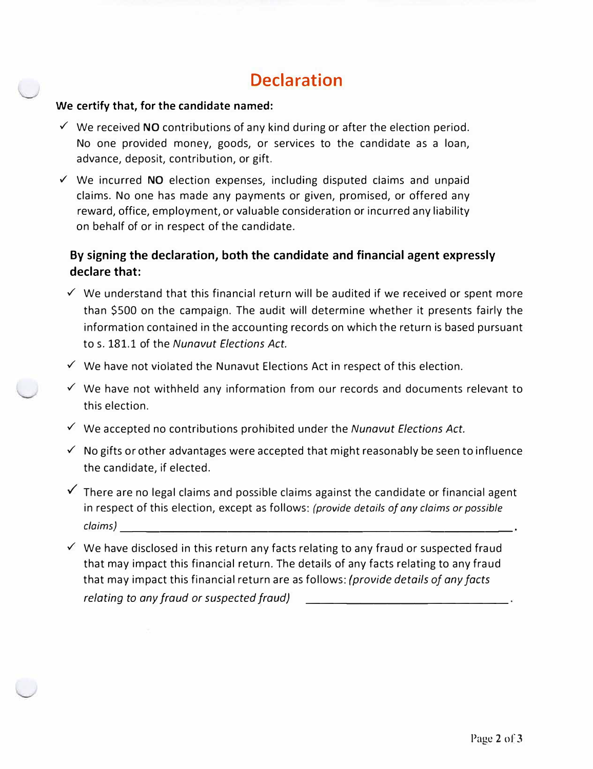# Declaration

**We certify that, for the candidate named:**

- ✓ We received **NO** contributions of any kind during or after the election period. No one provided money, goods, or services to the candidate as a loan, advance, deposit, contribution, or gift.
- ✓ We incurred **NO** election expenses, including disputed claims and unpaid claims. No one has made any payments or given, promised, or offered any reward, office, employment, or valuable consideration or incurred any liability on behalf of or in respect of the candidate.

**By signing the declaration, both the candidate and financial agent expressly declare that:**

- ✓ We understand that this financial return will be audited if we received or spent more than $500 on the campaign. The audit will determine whether it presents fairly the information contained in the accounting records on which the return is based pursuant to s. 181.1 of the *Nunavut Elections Act.*
- ✓ We have not violated the Nunavut Elections Act in respect of this election.
- ✓ We have not withheld any information from our records and documents relevant to this election.
- ✓ We accepted no contributions prohibited under the *Nunavut Elections Act.*
- ✓ No gifts or other advantages were accepted that might reasonably be seen to influence the candidate, if elected.
- ✓ There are no legal claims and possible claims against the candidate or financial agent in respect of this election, except as follows: *(provide details of any claims or possible claims)* ____________________________________________.
- ✓ We have disclosed in this return any facts relating to any fraud or suspected fraud that may impact this financial return. The details of any facts relating to any fraud that may impact this financial return are as follows: *(provide details of any facts relating to any fraud or suspected fraud)* ______________________________.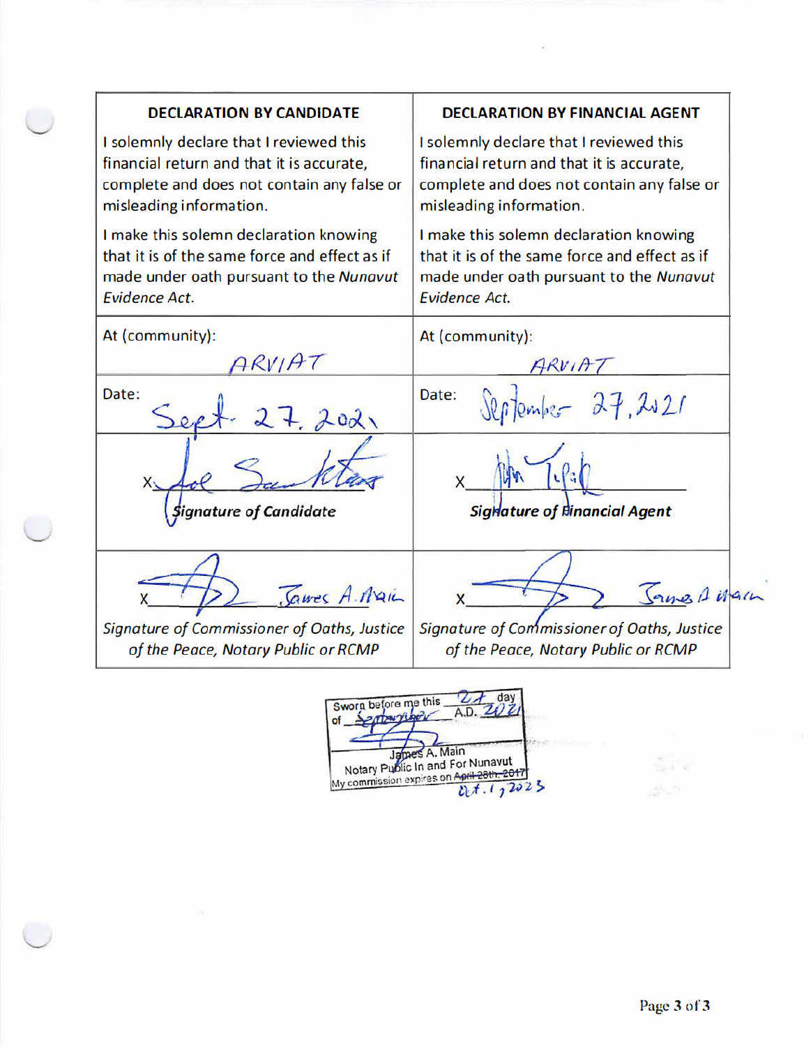| DECLARATION BY CANDIDATE | DECLARATION BY FINANCIAL AGENT |
| --- | --- |
| I solemnly declare that I reviewed this financial return and that it is accurate, complete and does not contain any false or misleading information.<br><br>I make this solemn declaration knowing that it is of the same force and effect as if made under oath pursuant to the *Nunavut Evidence Act*. | I solemnly declare that I reviewed this financial return and that it is accurate, complete and does not contain any false or misleading information.<br><br>I make this solemn declaration knowing that it is of the same force and effect as if made under oath pursuant to the *Nunavut Evidence Act*. |
| At (community): ARVIAT | At (community): ARVIAT |
| Date: Sept. 27, 2021 | Date: September 27, 2021 |
| X *[signature]*<br>***Signature of Candidate*** | X *[signature]*<br>***Signature of Financial Agent*** |
| X *[signature]* James A. Main<br>*Signature of Commissioner of Oaths, Justice of the Peace, Notary Public or RCMP* | X *[signature]* James A. Main<br>*Signature of Commissioner of Oaths, Justice of the Peace, Notary Public or RCMP* |

Sworn before me this 27 day of September A.D. 2021

James A. Main
Notary Public In and For Nunavut
My commission expires on ~~April 28th, 2017~~ Oct. 1, 2023